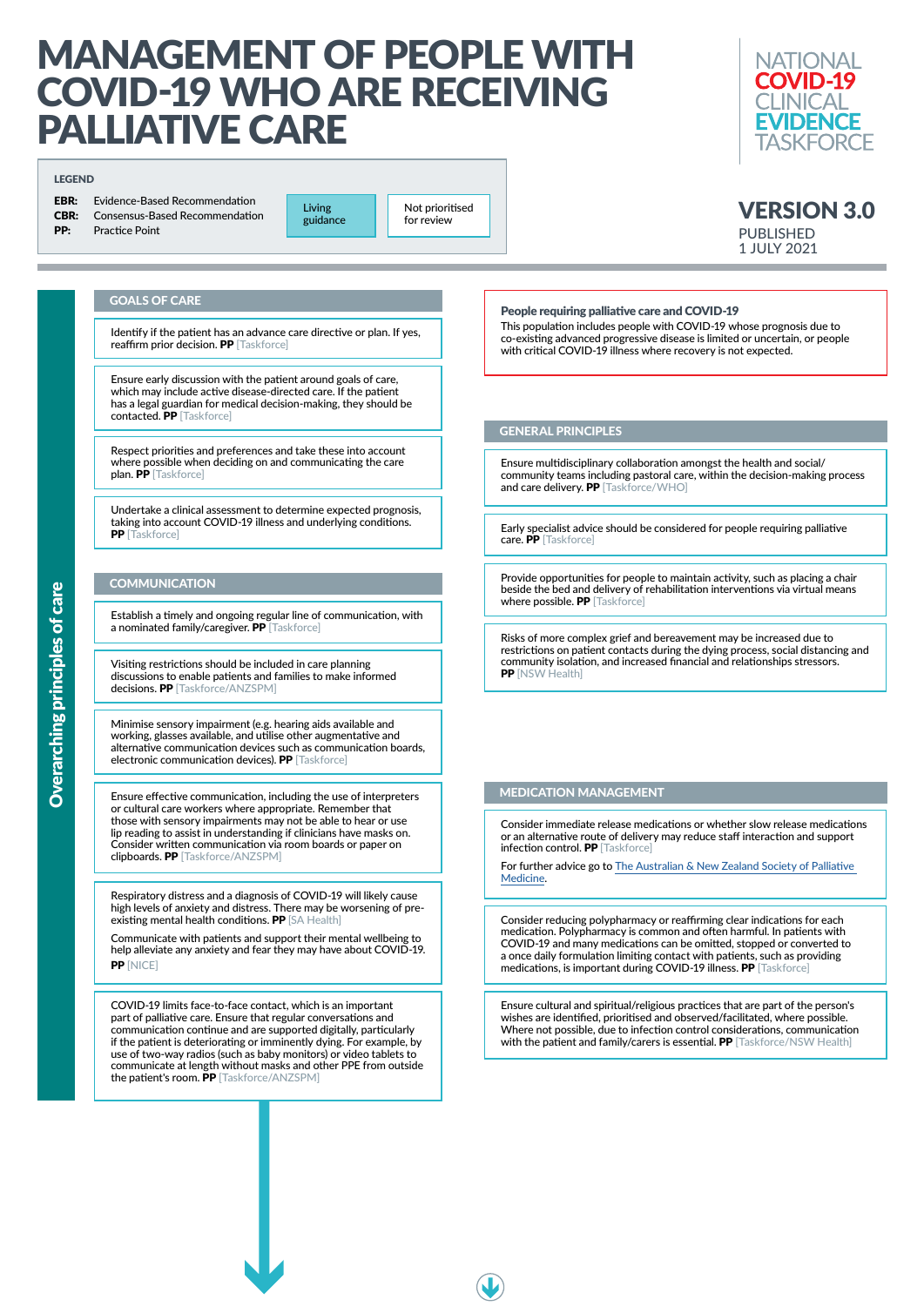# MANAGEMENT OF PEOPLE WITH COVID-19 WHO ARE RECEIVING PALLIATIVE CARE

NATIONAL COVID-19 CLINICAL EVIDENCE TASKFORCE

**VERSION 3.0**
PUBLISHED 1 JULY 2021

**LEGEND**

**EBR:** Evidence-Based Recommendation
**CBR:** Consensus-Based Recommendation
**PP:** Practice Point

Living guidance

Not prioritised for review

## Overarching principles of care

### GOALS OF CARE

Identify if the patient has an advance care directive or plan. If yes, reaffirm prior decision. **PP** [Taskforce]

Ensure early discussion with the patient around goals of care, which may include active disease-directed care. If the patient has a legal guardian for medical decision-making, they should be contacted. **PP** [Taskforce]

Respect priorities and preferences and take these into account where possible when deciding on and communicating the care plan. **PP** [Taskforce]

Undertake a clinical assessment to determine expected prognosis, taking into account COVID-19 illness and underlying conditions. **PP** [Taskforce]

### COMMUNICATION

Establish a timely and ongoing regular line of communication, with a nominated family/caregiver. **PP** [Taskforce]

Visiting restrictions should be included in care planning discussions to enable patients and families to make informed decisions. **PP** [Taskforce/ANZSPM]

Minimise sensory impairment (e.g. hearing aids available and working, glasses available, and utilise other augmentative and alternative communication devices such as communication boards, electronic communication devices). **PP** [Taskforce]

Ensure effective communication, including the use of interpreters or cultural care workers where appropriate. Remember that those with sensory impairments may not be able to hear or use lip reading to assist in understanding if clinicians have masks on. Consider written communication via room boards or paper on clipboards. **PP** [Taskforce/ANZSPM]

Respiratory distress and a diagnosis of COVID-19 will likely cause high levels of anxiety and distress. There may be worsening of pre-existing mental health conditions. **PP** [SA Health]

Communicate with patients and support their mental wellbeing to help alleviate any anxiety and fear they may have about COVID-19. **PP** [NICE]

COVID-19 limits face-to-face contact, which is an important part of palliative care. Ensure that regular conversations and communication continue and are supported digitally, particularly if the patient is deteriorating or imminently dying. For example, by use of two-way radios (such as baby monitors) or video tablets to communicate at length without masks and other PPE from outside the patient's room. **PP** [Taskforce/ANZSPM]

### People requiring palliative care and COVID-19

This population includes people with COVID-19 whose prognosis due to co-existing advanced progressive disease is limited or uncertain, or people with critical COVID-19 illness where recovery is not expected.

### GENERAL PRINCIPLES

Ensure multidisciplinary collaboration amongst the health and social/community teams including pastoral care, within the decision-making process and care delivery. **PP** [Taskforce/WHO]

Early specialist advice should be considered for people requiring palliative care. **PP** [Taskforce]

Provide opportunities for people to maintain activity, such as placing a chair beside the bed and delivery of rehabilitation interventions via virtual means where possible. **PP** [Taskforce]

Risks of more complex grief and bereavement may be increased due to restrictions on patient contacts during the dying process, social distancing and community isolation, and increased financial and relationships stressors. **PP** [NSW Health]

### MEDICATION MANAGEMENT

Consider immediate release medications or whether slow release medications or an alternative route of delivery may reduce staff interaction and support infection control. **PP** [Taskforce]

For further advice go to The Australian & New Zealand Society of Palliative Medicine.

Consider reducing polypharmacy or reaffirming clear indications for each medication. Polypharmacy is common and often harmful. In patients with COVID-19 and many medications can be omitted, stopped or converted to a once daily formulation limiting contact with patients, such as providing medications, is important during COVID-19 illness. **PP** [Taskforce]

Ensure cultural and spiritual/religious practices that are part of the person's wishes are identified, prioritised and observed/facilitated, where possible. Where not possible, due to infection control considerations, communication with the patient and family/carers is essential. **PP** [Taskforce/NSW Health]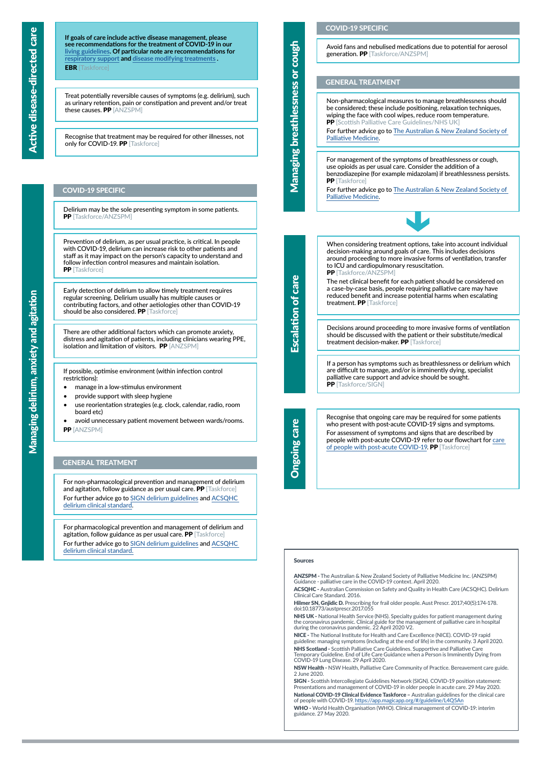## Active disease-directed care

**If goals of care include active disease management, please see recommendations for the treatment of COVID-19 in our living guidelines. Of particular note are recommendations for respiratory support and disease modifying treatments.**
**EBR** [Taskforce]

Treat potentially reversible causes of symptoms (e.g. delirium), such as urinary retention, pain or constipation and prevent and/or treat these causes. **PP** [ANZSPM]

Recognise that treatment may be required for other illnesses, not only for COVID-19. **PP** [Taskforce]

## Managing delirium, anxiety and agitation

### COVID-19 SPECIFIC

Delirium may be the sole presenting symptom in some patients.
**PP** [Taskforce/ANZSPM]

Prevention of delirium, as per usual practice, is critical. In people with COVID-19, delirium can increase risk to other patients and staff as it may impact on the person's capacity to understand and follow infection control measures and maintain isolation.
**PP** [Taskforce]

Early detection of delirium to allow timely treatment requires regular screening. Delirium usually has multiple causes or contributing factors, and other aetiologies other than COVID-19 should be also considered. **PP** [Taskforce]

There are other additional factors which can promote anxiety, distress and agitation of patients, including clinicians wearing PPE, isolation and limitation of visitors. **PP** [ANZSPM]

If possible, optimise environment (within infection control restrictions):

- manage in a low-stimulus environment
- provide support with sleep hygiene
- use reorientation strategies (e.g. clock, calendar, radio, room board etc)
- avoid unnecessary patient movement between wards/rooms.

**PP** [ANZSPM]

### GENERAL TREATMENT

For non-pharmacological prevention and management of delirium and agitation, follow guidance as per usual care. **PP** [Taskforce]
For further advice go to SIGN delirium guidelines and ACSQHC delirium clinical standard.

For pharmacological prevention and management of delirium and agitation, follow guidance as per usual care. **PP** [Taskforce]
For further advice go to SIGN delirium guidelines and ACSQHC delirium clinical standard.

## Managing breathlessness or cough

### COVID-19 SPECIFIC

Avoid fans and nebulised medications due to potential for aerosol generation. **PP** [Taskforce/ANZSPM]

### GENERAL TREATMENT

Non-pharmacological measures to manage breathlessness should be considered; these include positioning, relaxation techniques, wiping the face with cool wipes, reduce room temperature.
**PP** [Scottish Palliative Care Guidelines/NHS UK]
For further advice go to The Australian & New Zealand Society of Palliative Medicine.

For management of the symptoms of breathlessness or cough, use opioids as per usual care. Consider the addition of a benzodiazepine (for example midazolam) if breathlessness persists.
**PP** [Taskforce]
For further advice go to The Australian & New Zealand Society of Palliative Medicine.

## Escalation of care

When considering treatment options, take into account individual decision-making around goals of care. This includes decisions around proceeding to more invasive forms of ventilation, transfer to ICU and cardiopulmonary resuscitation.
**PP** [Taskforce/ANZSPM]
The net clinical benefit for each patient should be considered on a case-by-case basis, people requiring palliative care may have reduced benefit and increase potential harms when escalating treatment. **PP** [Taskforce]

Decisions around proceeding to more invasive forms of ventilation should be discussed with the patient or their substitute/medical treatment decision-maker. **PP** [Taskforce]

If a person has symptoms such as breathlessness or delirium which are difficult to manage, and/or is imminently dying, specialist palliative care support and advice should be sought.
**PP** [Taskforce/SIGN]

## Ongoing care

Recognise that ongoing care may be required for some patients who present with post-acute COVID-19 signs and symptoms.
For assessment of symptoms and signs that are described by people with post-acute COVID-19 refer to our flowchart for care of people with post-acute COVID-19. **PP** [Taskforce]

### Sources

**ANZSPM -** The Australian & New Zealand Society of Palliative Medicine Inc. (ANZSPM) Guidance - palliative care in the COVID-19 context. April 2020.

**ACSQHC -** Australian Commission on Safety and Quality in Health Care (ACSQHC). Delirium Clinical Care Standard. 2016.

**Hilmer SN, Gnjidic D.** Prescribing for frail older people. Aust Prescr. 2017;40(5):174-178. doi:10.18773/austprescr.2017.055

**NHS UK -** National Health Service (NHS). Specialty guides for patient management during the coronavirus pandemic. Clinical guide for the management of palliative care in hospital during the coronavirus pandemic. 22 April 2020 V2.

**NICE -** The National Institute for Health and Care Excellence (NICE). COVID-19 rapid guideline: managing symptoms (including at the end of life) in the community. 3 April 2020.

**NHS Scotland -** Scottish Palliative Care Guidelines. Supportive and Palliative Care Temporary Guideline. End of Life Care Guidance when a Person is Imminently Dying from COVID-19 Lung Disease. 29 April 2020.

**NSW Health -** NSW Health, Palliative Care Community of Practice. Bereavement care guide. 2 June 2020.

**SIGN -** Scottish Intercollegiate Guidelines Network (SIGN). COVID-19 position statement: Presentations and management of COVID-19 in older people in acute care. 29 May 2020.

**National COVID-19 Clinical Evidence Taskforce –** Australian guidelines for the clinical care of people with COVID-19. https://app.magicapp.org/#/guideline/L4Q5An

**WHO -** World Health Organisation (WHO). Clinical management of COVID-19: interim guidance. 27 May 2020.